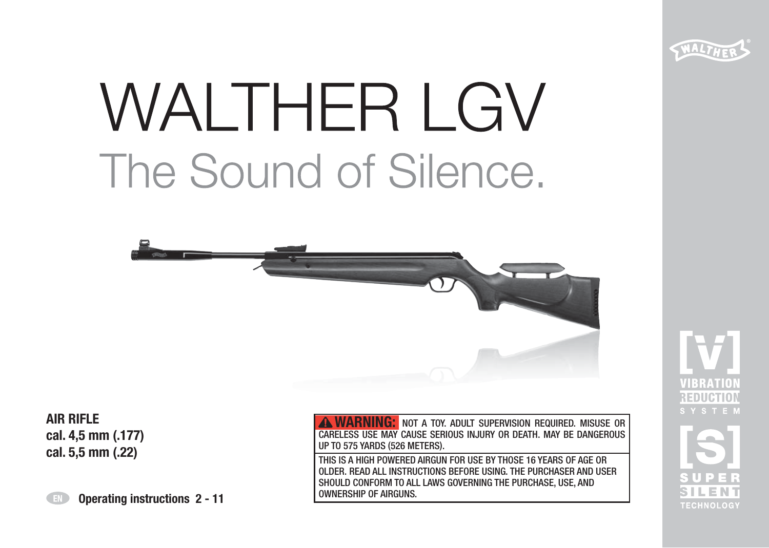# WALTHER LGV

## The Sound of Silence.

**AIR RIFLE**
**cal. 4,5 mm (.177)**
**cal. 5,5 mm (.22)**

EN **Operating instructions 2 - 11**

**⚠ WARNING:** NOT A TOY. ADULT SUPERVISION REQUIRED. MISUSE OR CARELESS USE MAY CAUSE SERIOUS INJURY OR DEATH. MAY BE DANGEROUS UP TO 575 YARDS (526 METERS).

THIS IS A HIGH POWERED AIRGUN FOR USE BY THOSE 16 YEARS OF AGE OR OLDER. READ ALL INSTRUCTIONS BEFORE USING. THE PURCHASER AND USER SHOULD CONFORM TO ALL LAWS GOVERNING THE PURCHASE, USE, AND OWNERSHIP OF AIRGUNS.

WALTHER®

[V] VIBRATION REDUCTION SYSTEM

[S] SUPER SILENT TECHNOLOGY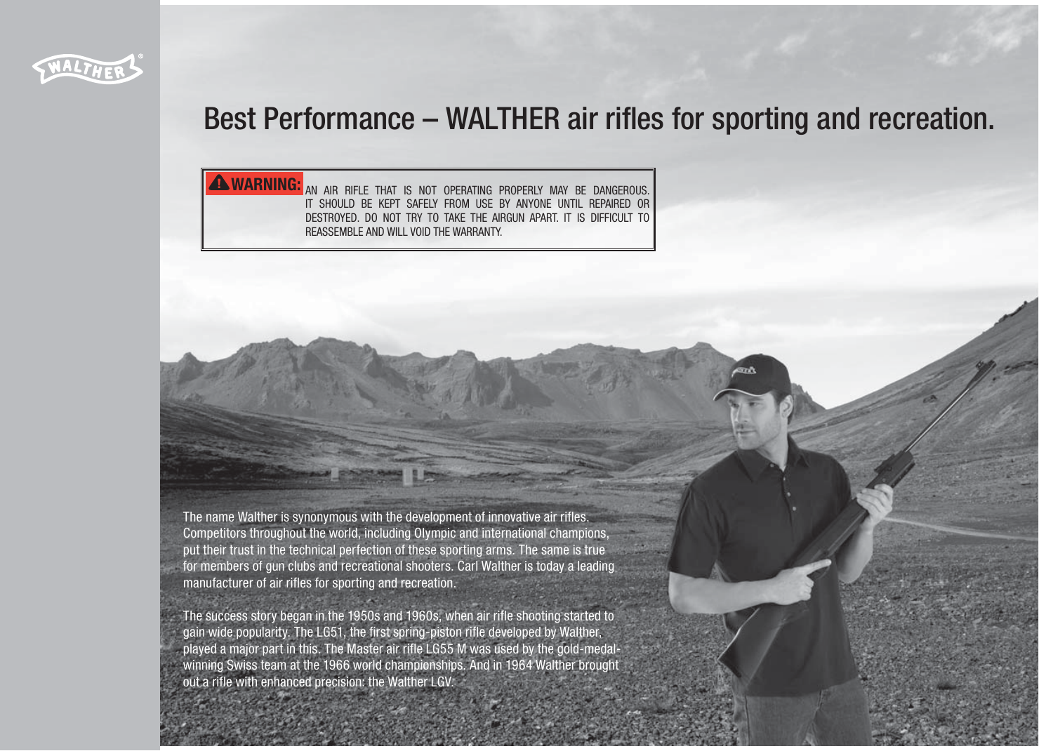# Best Performance – WALTHER air rifles for sporting and recreation.

> **⚠ WARNING:** AN AIR RIFLE THAT IS NOT OPERATING PROPERLY MAY BE DANGEROUS. IT SHOULD BE KEPT SAFELY FROM USE BY ANYONE UNTIL REPAIRED OR DESTROYED. DO NOT TRY TO TAKE THE AIRGUN APART. IT IS DIFFICULT TO REASSEMBLE AND WILL VOID THE WARRANTY.

The name Walther is synonymous with the development of innovative air rifles. Competitors throughout the world, including Olympic and international champions, put their trust in the technical perfection of these sporting arms. The same is true for members of gun clubs and recreational shooters. Carl Walther is today a leading manufacturer of air rifles for sporting and recreation.

The success story began in the 1950s and 1960s, when air rifle shooting started to gain wide popularity. The LG51, the first spring-piston rifle developed by Walther, played a major part in this. The Master air rifle LG55 M was used by the gold-medal-winning Swiss team at the 1966 world championships. And in 1964 Walther brought out a rifle with enhanced precision: the Walther LGV.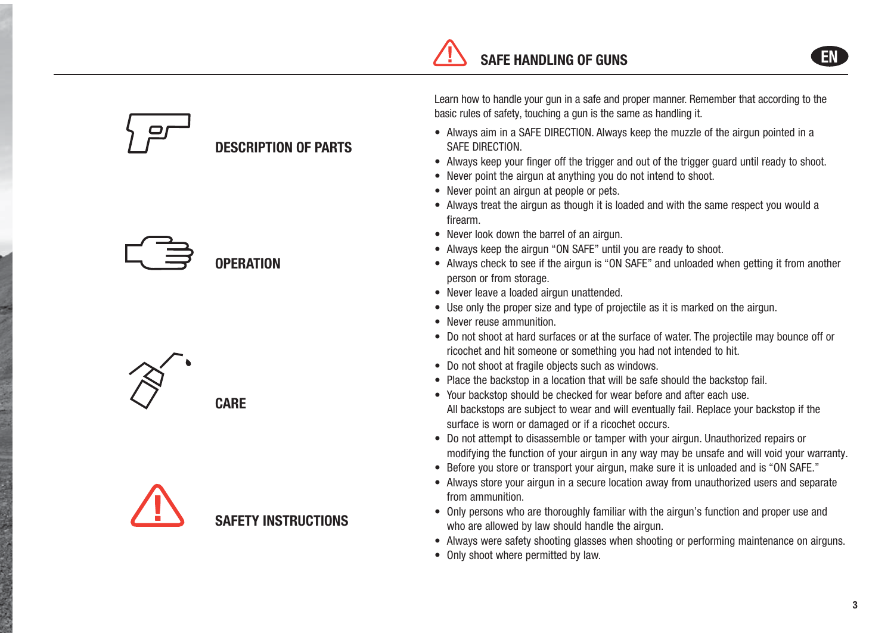DESCRIPTION OF PARTS

OPERATION

CARE

SAFETY INSTRUCTIONS

## SAFE HANDLING OF GUNS

Learn how to handle your gun in a safe and proper manner. Remember that according to the basic rules of safety, touching a gun is the same as handling it.

- Always aim in a SAFE DIRECTION. Always keep the muzzle of the airgun pointed in a SAFE DIRECTION.
- Always keep your finger off the trigger and out of the trigger guard until ready to shoot.
- Never point the airgun at anything you do not intend to shoot.
- Never point an airgun at people or pets.
- Always treat the airgun as though it is loaded and with the same respect you would a firearm.
- Never look down the barrel of an airgun.
- Always keep the airgun "ON SAFE" until you are ready to shoot.
- Always check to see if the airgun is "ON SAFE" and unloaded when getting it from another person or from storage.
- Never leave a loaded airgun unattended.
- Use only the proper size and type of projectile as it is marked on the airgun.
- Never reuse ammunition.
- Do not shoot at hard surfaces or at the surface of water. The projectile may bounce off or ricochet and hit someone or something you had not intended to hit.
- Do not shoot at fragile objects such as windows.
- Place the backstop in a location that will be safe should the backstop fail.
- Your backstop should be checked for wear before and after each use.
  All backstops are subject to wear and will eventually fail. Replace your backstop if the surface is worn or damaged or if a ricochet occurs.
- Do not attempt to disassemble or tamper with your airgun. Unauthorized repairs or modifying the function of your airgun in any way may be unsafe and will void your warranty.
- Before you store or transport your airgun, make sure it is unloaded and is "ON SAFE."
- Always store your airgun in a secure location away from unauthorized users and separate from ammunition.
- Only persons who are thoroughly familiar with the airgun's function and proper use and who are allowed by law should handle the airgun.
- Always were safety shooting glasses when shooting or performing maintenance on airguns.
- Only shoot where permitted by law.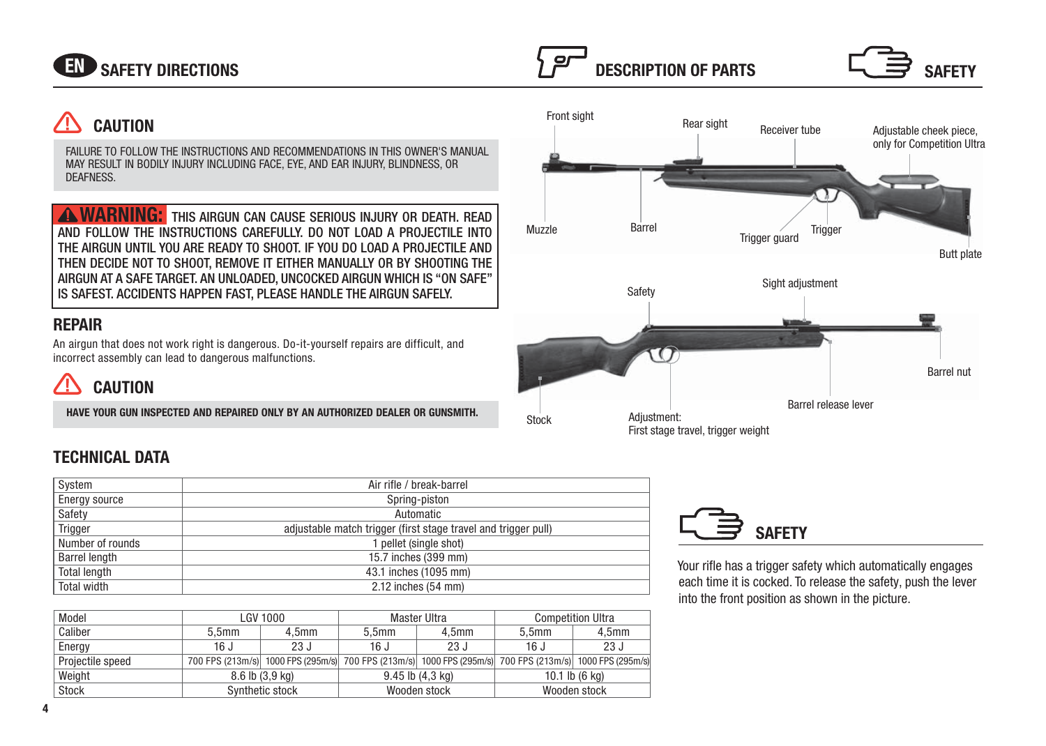# EN SAFETY DIRECTIONS

## ⚠ CAUTION

FAILURE TO FOLLOW THE INSTRUCTIONS AND RECOMMENDATIONS IN THIS OWNER'S MANUAL MAY RESULT IN BODILY INJURY INCLUDING FACE, EYE, AND EAR INJURY, BLINDNESS, OR DEAFNESS.

**⚠ WARNING:** THIS AIRGUN CAN CAUSE SERIOUS INJURY OR DEATH. READ AND FOLLOW THE INSTRUCTIONS CAREFULLY. DO NOT LOAD A PROJECTILE INTO THE AIRGUN UNTIL YOU ARE READY TO SHOOT. IF YOU DO LOAD A PROJECTILE AND THEN DECIDE NOT TO SHOOT, REMOVE IT EITHER MANUALLY OR BY SHOOTING THE AIRGUN AT A SAFE TARGET. AN UNLOADED, UNCOCKED AIRGUN WHICH IS "ON SAFE" IS SAFEST. ACCIDENTS HAPPEN FAST, PLEASE HANDLE THE AIRGUN SAFELY.

## REPAIR

An airgun that does not work right is dangerous. Do-it-yourself repairs are difficult, and incorrect assembly can lead to dangerous malfunctions.

## ⚠ CAUTION

**HAVE YOUR GUN INSPECTED AND REPAIRED ONLY BY AN AUTHORIZED DEALER OR GUNSMITH.**

# DESCRIPTION OF PARTS

Front sight, Rear sight, Receiver tube, Adjustable cheek piece, only for Competition Ultra, Muzzle, Barrel, Trigger guard, Trigger, Butt plate

Safety, Sight adjustment, Barrel nut, Barrel release lever, Stock, Adjustment: First stage travel, trigger weight

## TECHNICAL DATA

| System | Air rifle / break-barrel |
|---|---|
| Energy source | Spring-piston |
| Safety | Automatic |
| Trigger | adjustable match trigger (first stage travel and trigger pull) |
| Number of rounds | 1 pellet (single shot) |
| Barrel length | 15.7 inches (399 mm) |
| Total length | 43.1 inches (1095 mm) |
| Total width | 2.12 inches (54 mm) |

| Model | LGV 1000 | | Master Ultra | | Competition Ultra | |
|---|---|---|---|---|---|---|
| Caliber | 5,5mm | 4,5mm | 5,5mm | 4,5mm | 5,5mm | 4,5mm |
| Energy | 16 J | 23 J | 16 J | 23 J | 16 J | 23 J |
| Projectile speed | 700 FPS (213m/s) | 1000 FPS (295m/s) | 700 FPS (213m/s) | 1000 FPS (295m/s) | 700 FPS (213m/s) | 1000 FPS (295m/s) |
| Weight | 8.6 lb (3,9 kg) | | 9.45 lb (4,3 kg) | | 10.1 lb (6 kg) | |
| Stock | Synthetic stock | | Wooden stock | | Wooden stock | |

# SAFETY

Your rifle has a trigger safety which automatically engages each time it is cocked. To release the safety, push the lever into the front position as shown in the picture.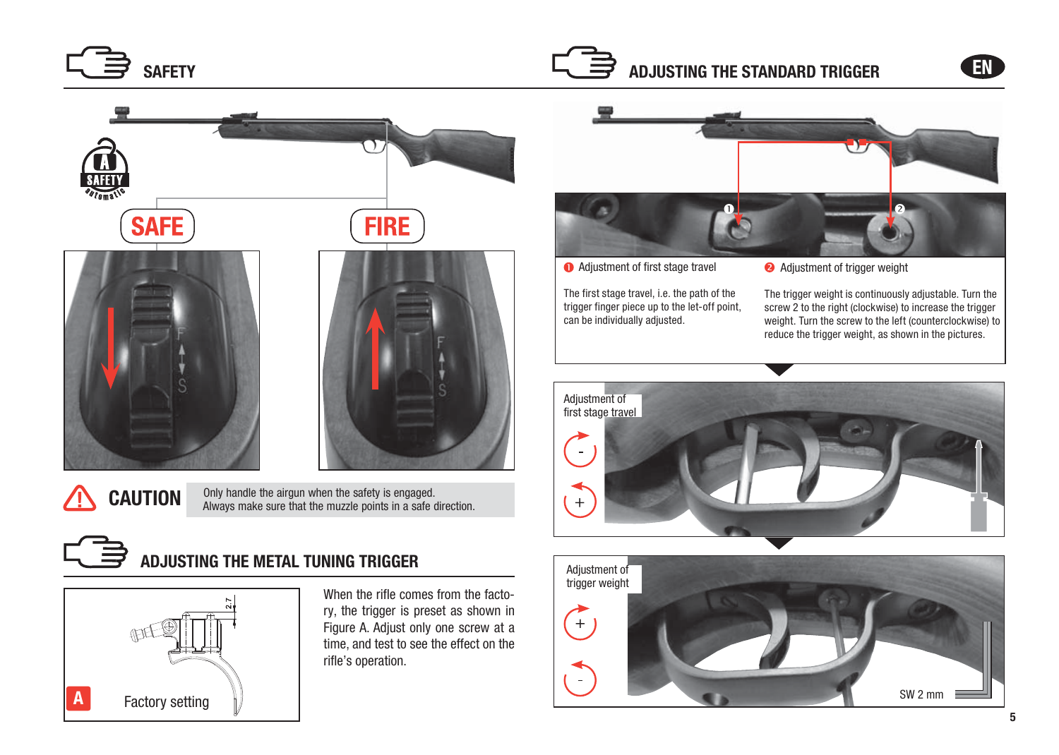## SAFETY

SAFE

FIRE

**CAUTION** Only handle the airgun when the safety is engaged.
Always make sure that the muzzle points in a safe direction.

## ADJUSTING THE METAL TUNING TRIGGER

A Factory setting

When the rifle comes from the factory, the trigger is preset as shown in Figure A. Adjust only one screw at a time, and test to see the effect on the rifle's operation.

## ADJUSTING THE STANDARD TRIGGER

❶ Adjustment of first stage travel

The first stage travel, i.e. the path of the trigger finger piece up to the let-off point, can be individually adjusted.

❷ Adjustment of trigger weight

The trigger weight is continuously adjustable. Turn the screw 2 to the right (clockwise) to increase the trigger weight. Turn the screw to the left (counterclockwise) to reduce the trigger weight, as shown in the pictures.

Adjustment of first stage travel

Adjustment of trigger weight

SW 2 mm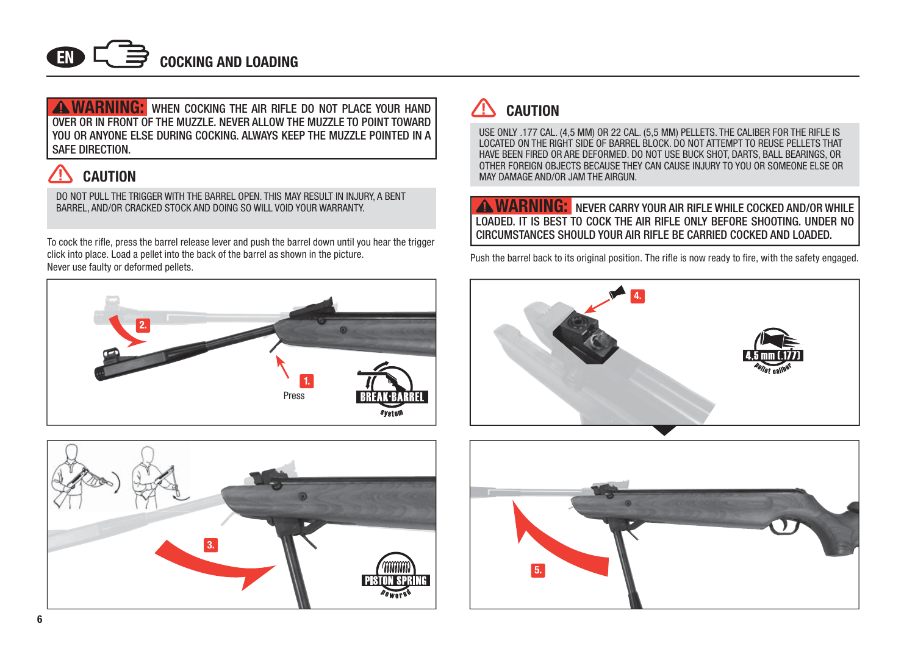## COCKING AND LOADING

**⚠ WARNING:** WHEN COCKING THE AIR RIFLE DO NOT PLACE YOUR HAND OVER OR IN FRONT OF THE MUZZLE. NEVER ALLOW THE MUZZLE TO POINT TOWARD YOU OR ANYONE ELSE DURING COCKING. ALWAYS KEEP THE MUZZLE POINTED IN A SAFE DIRECTION.

### ⚠ CAUTION

DO NOT PULL THE TRIGGER WITH THE BARREL OPEN. THIS MAY RESULT IN INJURY, A BENT BARREL, AND/OR CRACKED STOCK AND DOING SO WILL VOID YOUR WARRANTY.

To cock the rifle, press the barrel release lever and push the barrel down until you hear the trigger click into place. Load a pellet into the back of the barrel as shown in the picture.
Never use faulty or deformed pellets.

2.

1.
Press

BREAK-BARREL system

3.

PISTON SPRING powered

### ⚠ CAUTION

USE ONLY .177 CAL. (4,5 MM) OR 22 CAL. (5,5 MM) PELLETS. THE CALIBER FOR THE RIFLE IS LOCATED ON THE RIGHT SIDE OF BARREL BLOCK. DO NOT ATTEMPT TO REUSE PELLETS THAT HAVE BEEN FIRED OR ARE DEFORMED. DO NOT USE BUCK SHOT, DARTS, BALL BEARINGS, OR OTHER FOREIGN OBJECTS BECAUSE THEY CAN CAUSE INJURY TO YOU OR SOMEONE ELSE OR MAY DAMAGE AND/OR JAM THE AIRGUN.

**⚠ WARNING:** NEVER CARRY YOUR AIR RIFLE WHILE COCKED AND/OR WHILE LOADED. IT IS BEST TO COCK THE AIR RIFLE ONLY BEFORE SHOOTING. UNDER NO CIRCUMSTANCES SHOULD YOUR AIR RIFLE BE CARRIED COCKED AND LOADED.

Push the barrel back to its original position. The rifle is now ready to fire, with the safety engaged.

4.

4,5 mm (.177) pellet caliber

5.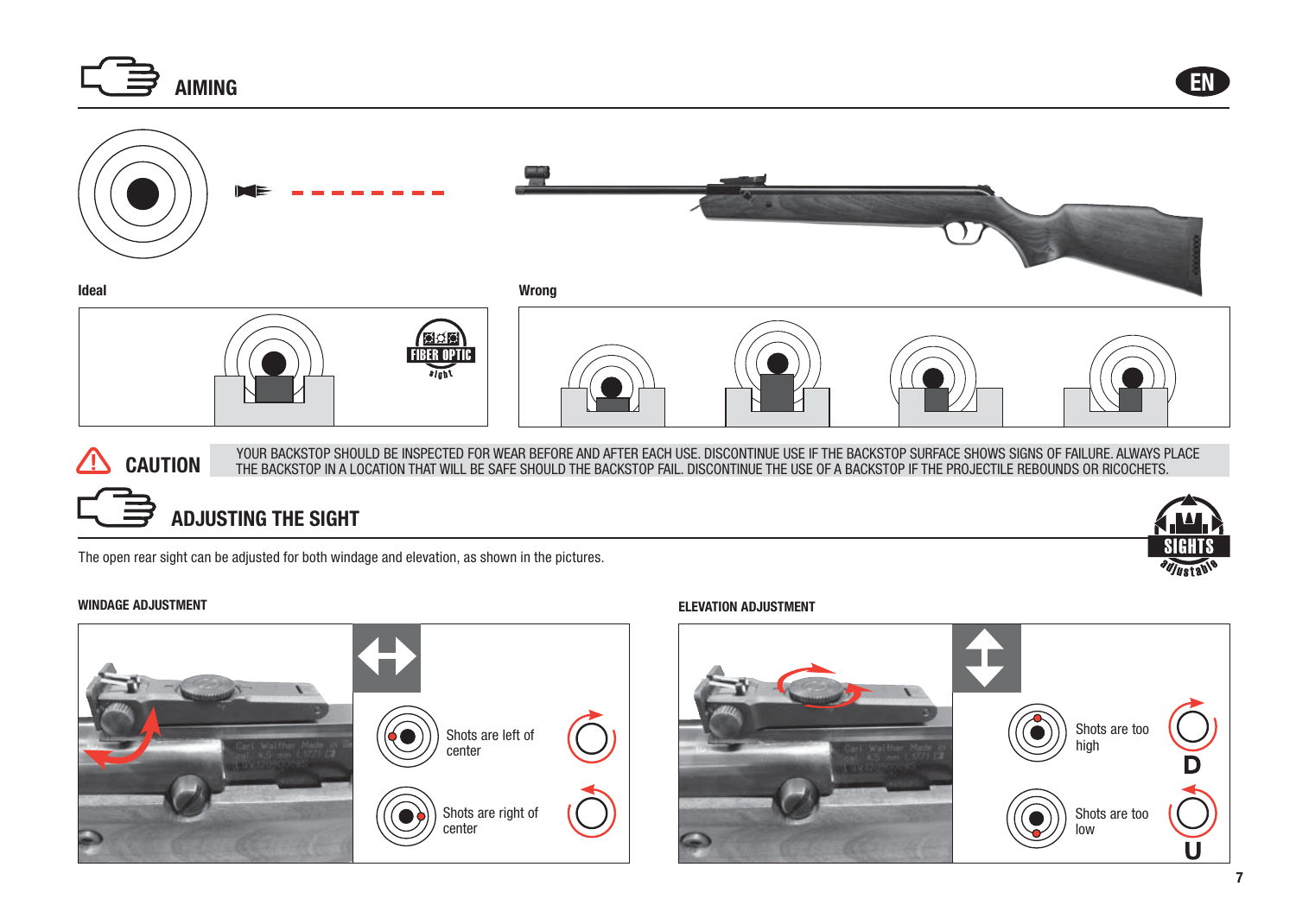## AIMING

Ideal

Wrong

**CAUTION** YOUR BACKSTOP SHOULD BE INSPECTED FOR WEAR BEFORE AND AFTER EACH USE. DISCONTINUE USE IF THE BACKSTOP SURFACE SHOWS SIGNS OF FAILURE. ALWAYS PLACE THE BACKSTOP IN A LOCATION THAT WILL BE SAFE SHOULD THE BACKSTOP FAIL. DISCONTINUE THE USE OF A BACKSTOP IF THE PROJECTILE REBOUNDS OR RICOCHETS.

## ADJUSTING THE SIGHT

The open rear sight can be adjusted for both windage and elevation, as shown in the pictures.

### WINDAGE ADJUSTMENT

Shots are left of center

Shots are right of center

### ELEVATION ADJUSTMENT

Shots are too high

D

Shots are too low

U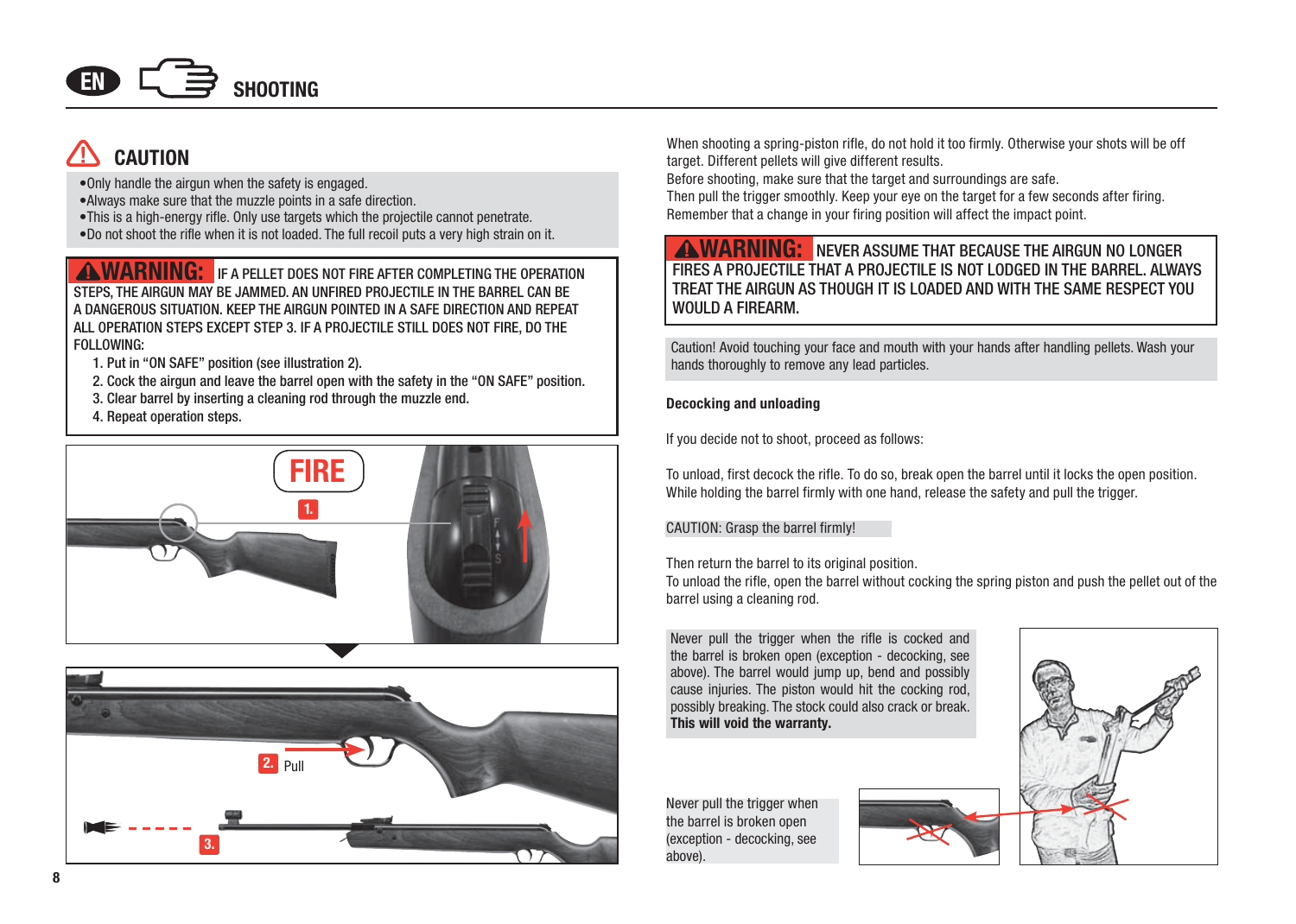## SHOOTING

### ⚠ CAUTION

- Only handle the airgun when the safety is engaged.
- Always make sure that the muzzle points in a safe direction.
- This is a high-energy rifle. Only use targets which the projectile cannot penetrate.
- Do not shoot the rifle when it is not loaded. The full recoil puts a very high strain on it.

**⚠WARNING:** IF A PELLET DOES NOT FIRE AFTER COMPLETING THE OPERATION STEPS, THE AIRGUN MAY BE JAMMED. AN UNFIRED PROJECTILE IN THE BARREL CAN BE A DANGEROUS SITUATION. KEEP THE AIRGUN POINTED IN A SAFE DIRECTION AND REPEAT ALL OPERATION STEPS EXCEPT STEP 3. IF A PROJECTILE STILL DOES NOT FIRE, DO THE FOLLOWING:

1. Put in "ON SAFE" position (see illustration 2).
2. Cock the airgun and leave the barrel open with the safety in the "ON SAFE" position.
3. Clear barrel by inserting a cleaning rod through the muzzle end.
4. Repeat operation steps.

FIRE

1.

2. Pull

3.

When shooting a spring-piston rifle, do not hold it too firmly. Otherwise your shots will be off target. Different pellets will give different results.
Before shooting, make sure that the target and surroundings are safe.
Then pull the trigger smoothly. Keep your eye on the target for a few seconds after firing.
Remember that a change in your firing position will affect the impact point.

**⚠WARNING:** NEVER ASSUME THAT BECAUSE THE AIRGUN NO LONGER FIRES A PROJECTILE THAT A PROJECTILE IS NOT LODGED IN THE BARREL. ALWAYS TREAT THE AIRGUN AS THOUGH IT IS LOADED AND WITH THE SAME RESPECT YOU WOULD A FIREARM.

Caution! Avoid touching your face and mouth with your hands after handling pellets. Wash your hands thoroughly to remove any lead particles.

**Decocking and unloading**

If you decide not to shoot, proceed as follows:

To unload, first decock the rifle. To do so, break open the barrel until it locks the open position. While holding the barrel firmly with one hand, release the safety and pull the trigger.

CAUTION: Grasp the barrel firmly!

Then return the barrel to its original position.
To unload the rifle, open the barrel without cocking the spring piston and push the pellet out of the barrel using a cleaning rod.

Never pull the trigger when the rifle is cocked and the barrel is broken open (exception - decocking, see above). The barrel would jump up, bend and possibly cause injuries. The piston would hit the cocking rod, possibly breaking. The stock could also crack or break. **This will void the warranty.**

Never pull the trigger when the barrel is broken open (exception - decocking, see above).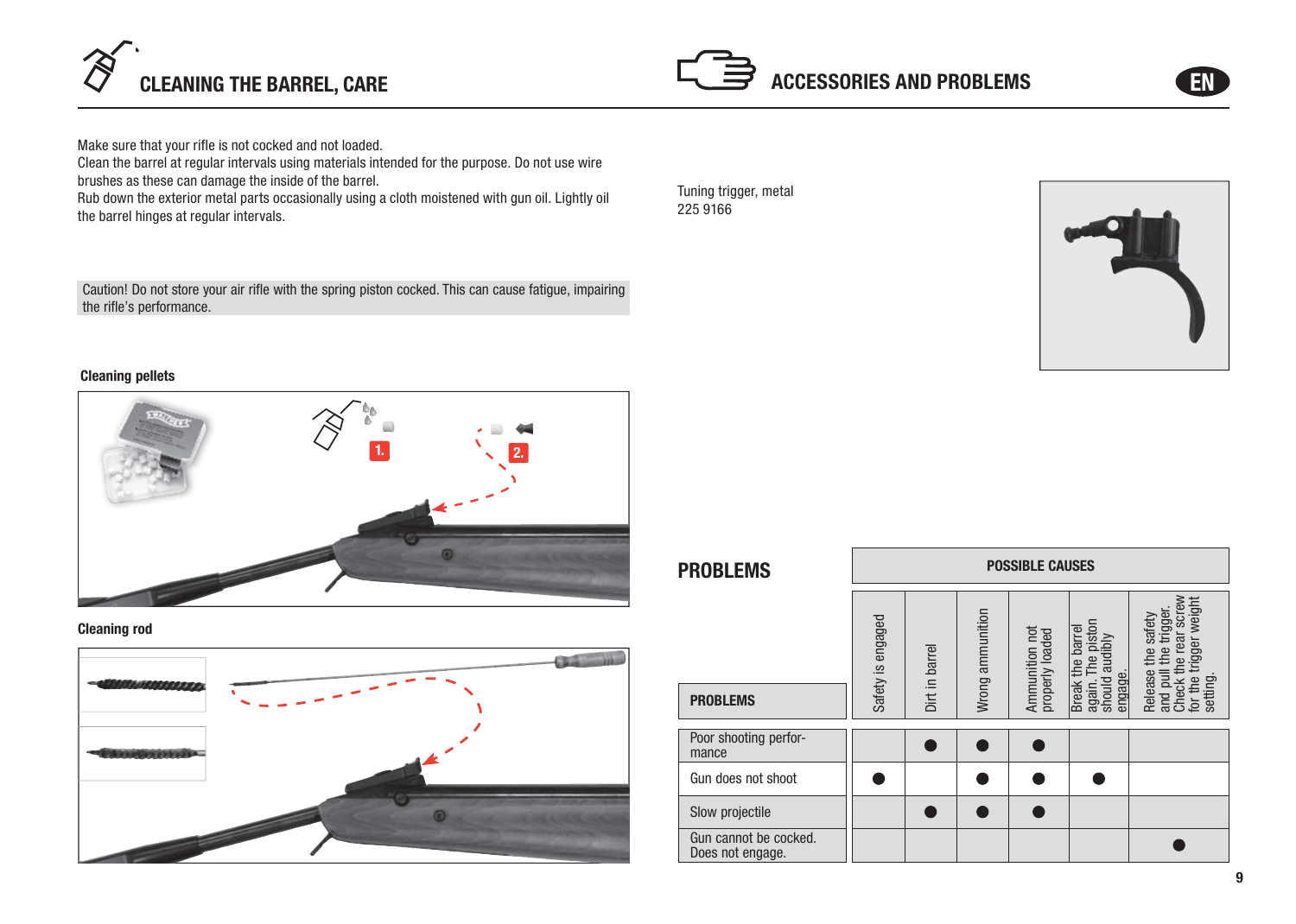## CLEANING THE BARREL, CARE

Make sure that your rifle is not cocked and not loaded.
Clean the barrel at regular intervals using materials intended for the purpose. Do not use wire brushes as these can damage the inside of the barrel.
Rub down the exterior metal parts occasionally using a cloth moistened with gun oil. Lightly oil the barrel hinges at regular intervals.

Caution! Do not store your air rifle with the spring piston cocked. This can cause fatigue, impairing the rifle's performance.

**Cleaning pellets**

1.

2.

**Cleaning rod**

## ACCESSORIES AND PROBLEMS

Tuning trigger, metal
225 9166

## PROBLEMS

| PROBLEMS | POSSIBLE CAUSES | | | | | |
|---|---|---|---|---|---|---|
| | Safety is engaged | Dirt in barrel | Wrong ammunition | Ammunition not properly loaded | Break the barrel again. The piston should audibly engage. | Release the safety and pull the trigger. Check the rear screw for the trigger weight setting. |
| Poor shooting performance | | ● | ● | ● | | |
| Gun does not shoot | ● | | ● | ● | ● | |
| Slow projectile | | ● | ● | ● | | |
| Gun cannot be cocked. Does not engage. | | | | | | ● |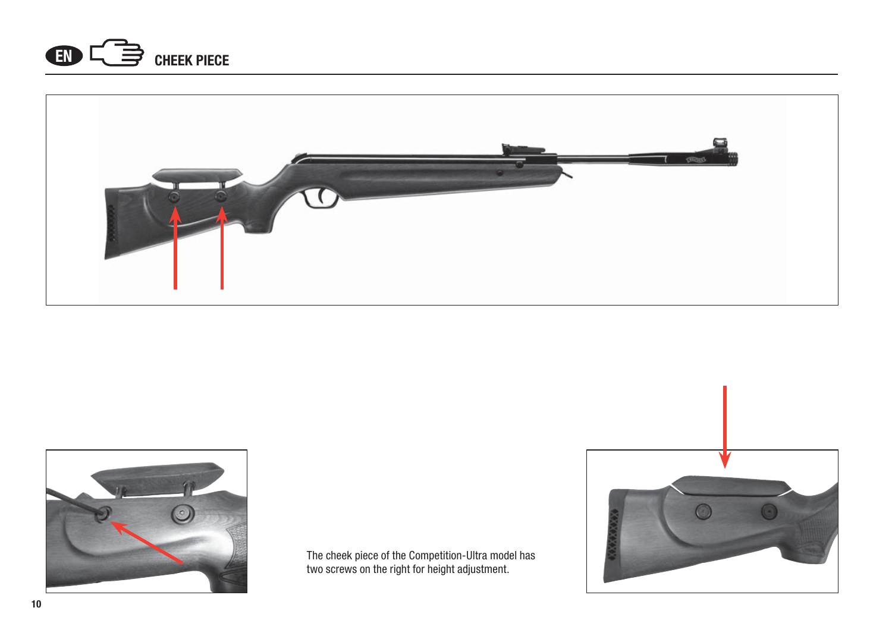## CHEEK PIECE

The cheek piece of the Competition-Ultra model has two screws on the right for height adjustment.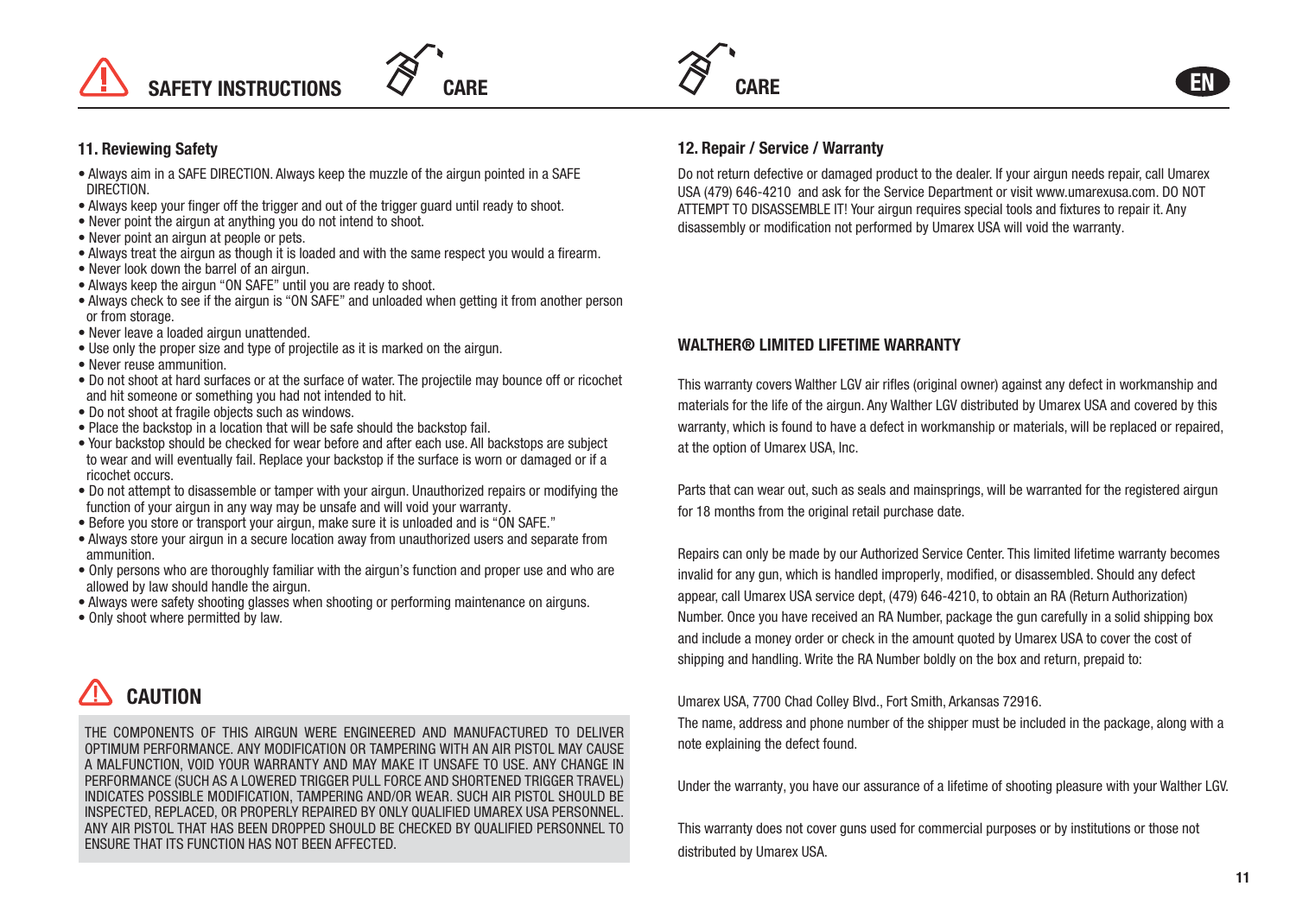## 11. Reviewing Safety

- Always aim in a SAFE DIRECTION. Always keep the muzzle of the airgun pointed in a SAFE DIRECTION.
- Always keep your finger off the trigger and out of the trigger guard until ready to shoot.
- Never point the airgun at anything you do not intend to shoot.
- Never point an airgun at people or pets.
- Always treat the airgun as though it is loaded and with the same respect you would a firearm.
- Never look down the barrel of an airgun.
- Always keep the airgun "ON SAFE" until you are ready to shoot.
- Always check to see if the airgun is "ON SAFE" and unloaded when getting it from another person or from storage.
- Never leave a loaded airgun unattended.
- Use only the proper size and type of projectile as it is marked on the airgun.
- Never reuse ammunition.
- Do not shoot at hard surfaces or at the surface of water. The projectile may bounce off or ricochet and hit someone or something you had not intended to hit.
- Do not shoot at fragile objects such as windows.
- Place the backstop in a location that will be safe should the backstop fail.
- Your backstop should be checked for wear before and after each use. All backstops are subject to wear and will eventually fail. Replace your backstop if the surface is worn or damaged or if a ricochet occurs.
- Do not attempt to disassemble or tamper with your airgun. Unauthorized repairs or modifying the function of your airgun in any way may be unsafe and will void your warranty.
- Before you store or transport your airgun, make sure it is unloaded and is "ON SAFE."
- Always store your airgun in a secure location away from unauthorized users and separate from ammunition.
- Only persons who are thoroughly familiar with the airgun's function and proper use and who are allowed by law should handle the airgun.
- Always were safety shooting glasses when shooting or performing maintenance on airguns.
- Only shoot where permitted by law.

## CAUTION

THE COMPONENTS OF THIS AIRGUN WERE ENGINEERED AND MANUFACTURED TO DELIVER OPTIMUM PERFORMANCE. ANY MODIFICATION OR TAMPERING WITH AN AIR PISTOL MAY CAUSE A MALFUNCTION, VOID YOUR WARRANTY AND MAY MAKE IT UNSAFE TO USE. ANY CHANGE IN PERFORMANCE (SUCH AS A LOWERED TRIGGER PULL FORCE AND SHORTENED TRIGGER TRAVEL) INDICATES POSSIBLE MODIFICATION, TAMPERING AND/OR WEAR. SUCH AIR PISTOL SHOULD BE INSPECTED, REPLACED, OR PROPERLY REPAIRED BY ONLY QUALIFIED UMAREX USA PERSONNEL. ANY AIR PISTOL THAT HAS BEEN DROPPED SHOULD BE CHECKED BY QUALIFIED PERSONNEL TO ENSURE THAT ITS FUNCTION HAS NOT BEEN AFFECTED.

## 12. Repair / Service / Warranty

Do not return defective or damaged product to the dealer. If your airgun needs repair, call Umarex USA (479) 646-4210 and ask for the Service Department or visit www.umarexusa.com. DO NOT ATTEMPT TO DISASSEMBLE IT! Your airgun requires special tools and fixtures to repair it. Any disassembly or modification not performed by Umarex USA will void the warranty.

### WALTHER® LIMITED LIFETIME WARRANTY

This warranty covers Walther LGV air rifles (original owner) against any defect in workmanship and materials for the life of the airgun. Any Walther LGV distributed by Umarex USA and covered by this warranty, which is found to have a defect in workmanship or materials, will be replaced or repaired, at the option of Umarex USA, Inc.

Parts that can wear out, such as seals and mainsprings, will be warranted for the registered airgun for 18 months from the original retail purchase date.

Repairs can only be made by our Authorized Service Center. This limited lifetime warranty becomes invalid for any gun, which is handled improperly, modified, or disassembled. Should any defect appear, call Umarex USA service dept, (479) 646-4210, to obtain an RA (Return Authorization) Number. Once you have received an RA Number, package the gun carefully in a solid shipping box and include a money order or check in the amount quoted by Umarex USA to cover the cost of shipping and handling. Write the RA Number boldly on the box and return, prepaid to:

Umarex USA, 7700 Chad Colley Blvd., Fort Smith, Arkansas 72916.
The name, address and phone number of the shipper must be included in the package, along with a note explaining the defect found.

Under the warranty, you have our assurance of a lifetime of shooting pleasure with your Walther LGV.

This warranty does not cover guns used for commercial purposes or by institutions or those not distributed by Umarex USA.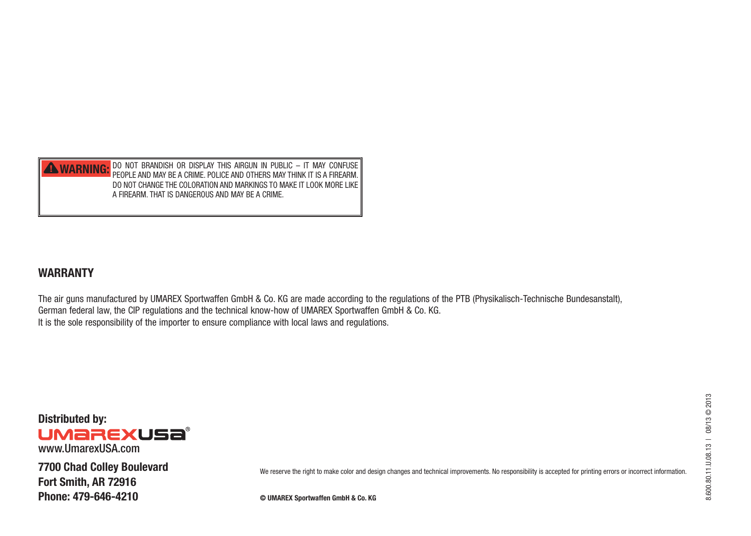**⚠ WARNING:** DO NOT BRANDISH OR DISPLAY THIS AIRGUN IN PUBLIC – IT MAY CONFUSE PEOPLE AND MAY BE A CRIME. POLICE AND OTHERS MAY THINK IT IS A FIREARM. DO NOT CHANGE THE COLORATION AND MARKINGS TO MAKE IT LOOK MORE LIKE A FIREARM. THAT IS DANGEROUS AND MAY BE A CRIME.

## WARRANTY

The air guns manufactured by UMAREX Sportwaffen GmbH & Co. KG are made according to the regulations of the PTB (Physikalisch-Technische Bundesanstalt), German federal law, the CIP regulations and the technical know-how of UMAREX Sportwaffen GmbH & Co. KG.
It is the sole responsibility of the importer to ensure compliance with local laws and regulations.

**Distributed by:**
UMAREXUSA®
www.UmarexUSA.com

**7700 Chad Colley Boulevard**
**Fort Smith, AR 72916**
**Phone: 479-646-4210**

We reserve the right to make color and design changes and technical improvements. No responsibility is accepted for printing errors or incorrect information.

**© UMAREX Sportwaffen GmbH & Co. KG**

8.600.80.11.U.08.13 I 08/13 © 2013